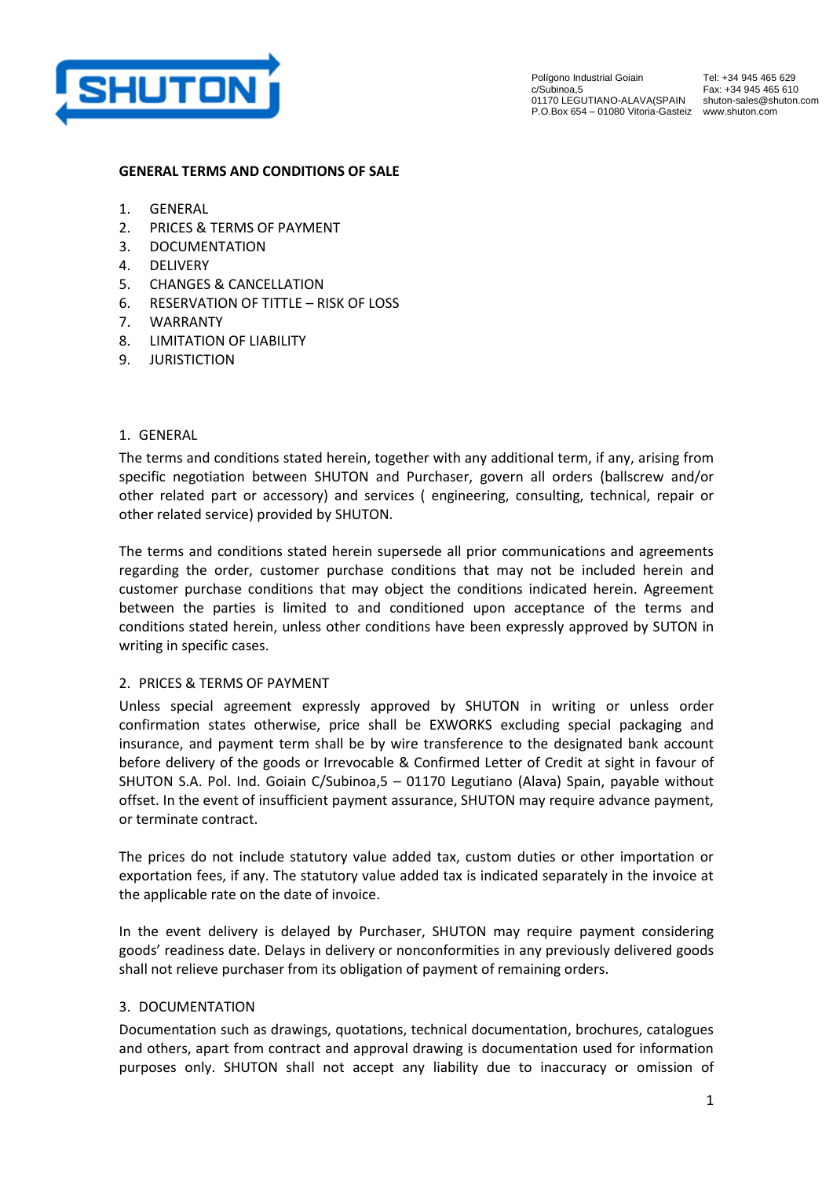SHUTON

Polígono Industrial Goiain
c/Subinoa,5
01170 LEGUTIANO-ALAVA(SPAIN
P.O.Box 654 – 01080 Vitoria-Gasteiz

Tel: +34 945 465 629
Fax: +34 945 465 610
shuton-sales@shuton.com
www.shuton.com

# GENERAL TERMS AND CONDITIONS OF SALE

1. GENERAL
2. PRICES & TERMS OF PAYMENT
3. DOCUMENTATION
4. DELIVERY
5. CHANGES & CANCELLATION
6. RESERVATION OF TITTLE – RISK OF LOSS
7. WARRANTY
8. LIMITATION OF LIABILITY
9. JURISTICTION

## 1. GENERAL

The terms and conditions stated herein, together with any additional term, if any, arising from specific negotiation between SHUTON and Purchaser, govern all orders (ballscrew and/or other related part or accessory) and services ( engineering, consulting, technical, repair or other related service) provided by SHUTON.

The terms and conditions stated herein supersede all prior communications and agreements regarding the order, customer purchase conditions that may not be included herein and customer purchase conditions that may object the conditions indicated herein. Agreement between the parties is limited to and conditioned upon acceptance of the terms and conditions stated herein, unless other conditions have been expressly approved by SUTON in writing in specific cases.

## 2. PRICES & TERMS OF PAYMENT

Unless special agreement expressly approved by SHUTON in writing or unless order confirmation states otherwise, price shall be EXWORKS excluding special packaging and insurance, and payment term shall be by wire transference to the designated bank account before delivery of the goods or Irrevocable & Confirmed Letter of Credit at sight in favour of SHUTON S.A. Pol. Ind. Goiain C/Subinoa,5 – 01170 Legutiano (Alava) Spain, payable without offset. In the event of insufficient payment assurance, SHUTON may require advance payment, or terminate contract.

The prices do not include statutory value added tax, custom duties or other importation or exportation fees, if any. The statutory value added tax is indicated separately in the invoice at the applicable rate on the date of invoice.

In the event delivery is delayed by Purchaser, SHUTON may require payment considering goods' readiness date. Delays in delivery or nonconformities in any previously delivered goods shall not relieve purchaser from its obligation of payment of remaining orders.

## 3. DOCUMENTATION

Documentation such as drawings, quotations, technical documentation, brochures, catalogues and others, apart from contract and approval drawing is documentation used for information purposes only. SHUTON shall not accept any liability due to inaccuracy or omission of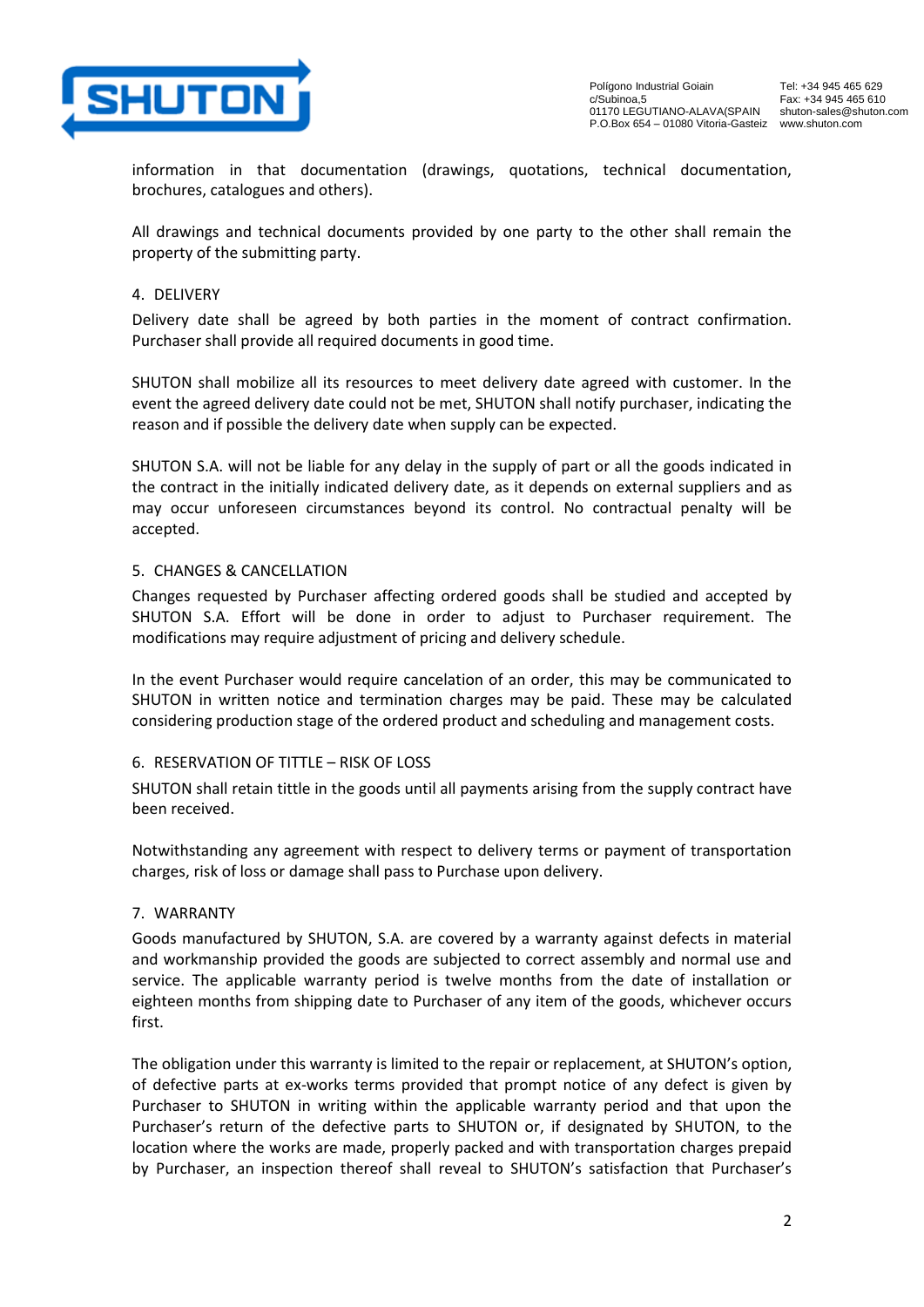information in that documentation (drawings, quotations, technical documentation, brochures, catalogues and others).

All drawings and technical documents provided by one party to the other shall remain the property of the submitting party.

## 4. DELIVERY

Delivery date shall be agreed by both parties in the moment of contract confirmation. Purchaser shall provide all required documents in good time.

SHUTON shall mobilize all its resources to meet delivery date agreed with customer. In the event the agreed delivery date could not be met, SHUTON shall notify purchaser, indicating the reason and if possible the delivery date when supply can be expected.

SHUTON S.A. will not be liable for any delay in the supply of part or all the goods indicated in the contract in the initially indicated delivery date, as it depends on external suppliers and as may occur unforeseen circumstances beyond its control. No contractual penalty will be accepted.

## 5. CHANGES & CANCELLATION

Changes requested by Purchaser affecting ordered goods shall be studied and accepted by SHUTON S.A. Effort will be done in order to adjust to Purchaser requirement. The modifications may require adjustment of pricing and delivery schedule.

In the event Purchaser would require cancelation of an order, this may be communicated to SHUTON in written notice and termination charges may be paid. These may be calculated considering production stage of the ordered product and scheduling and management costs.

## 6. RESERVATION OF TITTLE – RISK OF LOSS

SHUTON shall retain tittle in the goods until all payments arising from the supply contract have been received.

Notwithstanding any agreement with respect to delivery terms or payment of transportation charges, risk of loss or damage shall pass to Purchase upon delivery.

## 7. WARRANTY

Goods manufactured by SHUTON, S.A. are covered by a warranty against defects in material and workmanship provided the goods are subjected to correct assembly and normal use and service. The applicable warranty period is twelve months from the date of installation or eighteen months from shipping date to Purchaser of any item of the goods, whichever occurs first.

The obligation under this warranty is limited to the repair or replacement, at SHUTON's option, of defective parts at ex-works terms provided that prompt notice of any defect is given by Purchaser to SHUTON in writing within the applicable warranty period and that upon the Purchaser's return of the defective parts to SHUTON or, if designated by SHUTON, to the location where the works are made, properly packed and with transportation charges prepaid by Purchaser, an inspection thereof shall reveal to SHUTON's satisfaction that Purchaser's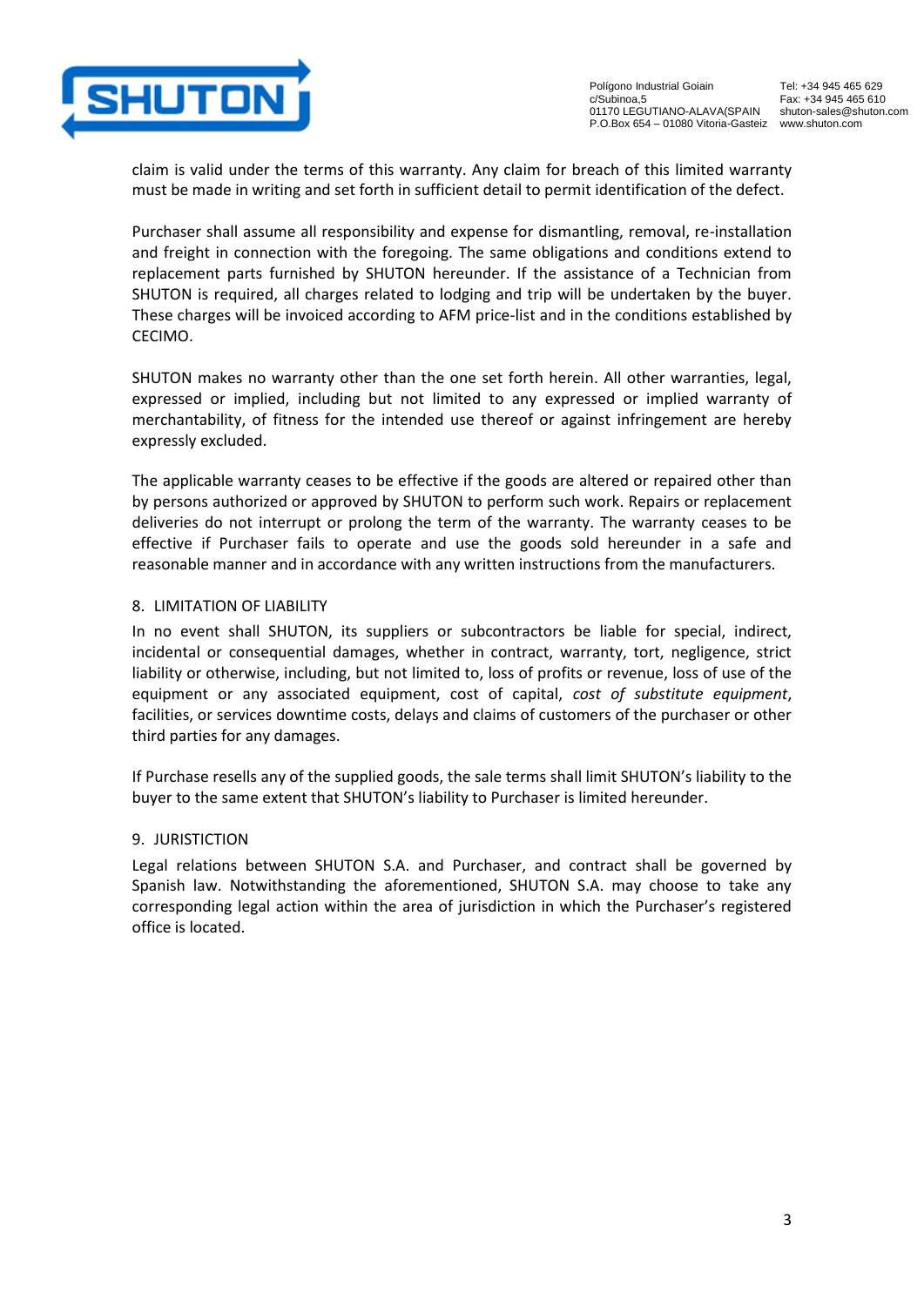claim is valid under the terms of this warranty. Any claim for breach of this limited warranty must be made in writing and set forth in sufficient detail to permit identification of the defect.

Purchaser shall assume all responsibility and expense for dismantling, removal, re-installation and freight in connection with the foregoing. The same obligations and conditions extend to replacement parts furnished by SHUTON hereunder. If the assistance of a Technician from SHUTON is required, all charges related to lodging and trip will be undertaken by the buyer. These charges will be invoiced according to AFM price-list and in the conditions established by CECIMO.

SHUTON makes no warranty other than the one set forth herein. All other warranties, legal, expressed or implied, including but not limited to any expressed or implied warranty of merchantability, of fitness for the intended use thereof or against infringement are hereby expressly excluded.

The applicable warranty ceases to be effective if the goods are altered or repaired other than by persons authorized or approved by SHUTON to perform such work. Repairs or replacement deliveries do not interrupt or prolong the term of the warranty. The warranty ceases to be effective if Purchaser fails to operate and use the goods sold hereunder in a safe and reasonable manner and in accordance with any written instructions from the manufacturers.

## 8. LIMITATION OF LIABILITY

In no event shall SHUTON, its suppliers or subcontractors be liable for special, indirect, incidental or consequential damages, whether in contract, warranty, tort, negligence, strict liability or otherwise, including, but not limited to, loss of profits or revenue, loss of use of the equipment or any associated equipment, cost of capital, *cost of substitute equipment*, facilities, or services downtime costs, delays and claims of customers of the purchaser or other third parties for any damages.

If Purchase resells any of the supplied goods, the sale terms shall limit SHUTON's liability to the buyer to the same extent that SHUTON's liability to Purchaser is limited hereunder.

## 9. JURISTICTION

Legal relations between SHUTON S.A. and Purchaser, and contract shall be governed by Spanish law. Notwithstanding the aforementioned, SHUTON S.A. may choose to take any corresponding legal action within the area of jurisdiction in which the Purchaser's registered office is located.